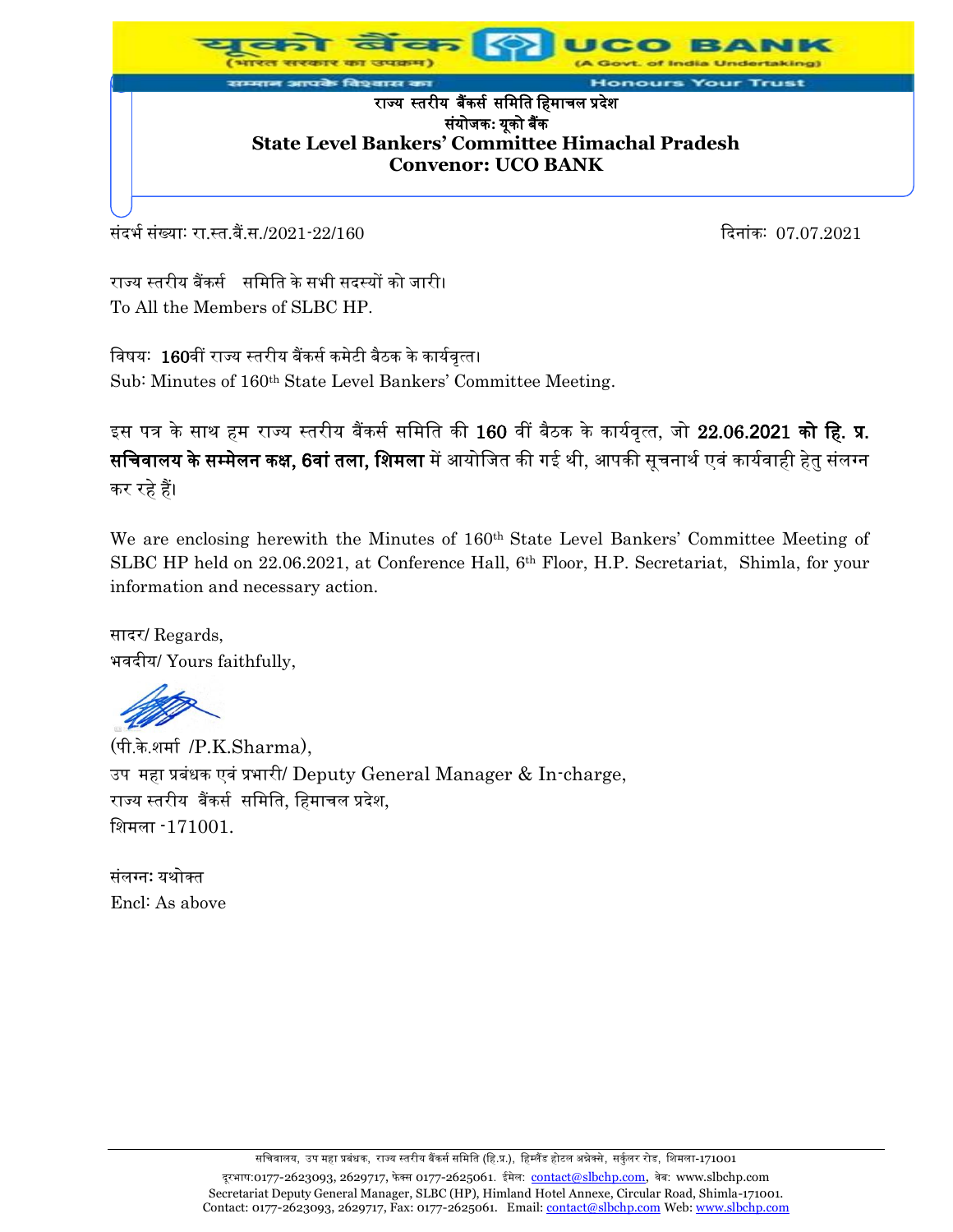यूको बैंक (भारत सरकार का उपक्रम) UCO BANK (A Govt. of India Undertaking)

सम्मान आपके विश्वास का Honours Your Trust

**राज्य स्तरीय बैंकर्स समिति हिमाचल प्रदेश**

**संयोजक: यूको बैंक**

**State Level Bankers' Committee Himachal Pradesh**

**Convenor: UCO BANK**

संदर्भ संख्याः रा.स्त.बैं.स./2021-22/160 दिनांकः 07.07.2021

राज्य स्तरीय बैंकर्स समिति के सभी सदस्यों को जारी।
To All the Members of SLBC HP.

विषयः **160**वीं राज्य स्तरीय बैंकर्स कमेटी बैठक के कार्यवृत्त।
Sub: Minutes of 160th State Level Bankers' Committee Meeting.

इस पत्र के साथ हम राज्य स्तरीय बैंकर्स समिति की **160** वीं बैठक के कार्यवृत्त, जो **22.06.2021 को हि. प्र. सचिवालय के सम्मेलन कक्ष, 6वां तला, शिमला** में आयोजित की गई थी, आपकी सूचनार्थ एवं कार्यवाही हेतु संलग्न कर रहे हैं।

We are enclosing herewith the Minutes of 160th State Level Bankers' Committee Meeting of SLBC HP held on 22.06.2021, at Conference Hall, 6th Floor, H.P. Secretariat, Shimla, for your information and necessary action.

सादर/ Regards,
भवदीय/ Yours faithfully,

(पी.के.शर्मा /P.K.Sharma),
उप महा प्रबंधक एवं प्रभारी/ Deputy General Manager & In-charge,
राज्य स्तरीय बैंकर्स समिति, हिमाचल प्रदेश,
शिमला -171001.

संलग्नः यथोक्त
Encl: As above

सचिवालय, उप महा प्रबंधक, राज्य स्तरीय बैंकर्स समिति (हि.प्र.), हिमलैंड होटल अनेक्से, सर्कुलर रोड, शिमला-171001
दूरभाष:0177-2623093, 2629717, फैक्स 0177-2625061. ईमेल: contact@slbchp.com, वेब: www.slbchp.com
Secretariat Deputy General Manager, SLBC (HP), Himland Hotel Annexe, Circular Road, Shimla-171001.
Contact: 0177-2623093, 2629717, Fax: 0177-2625061. Email: contact@slbchp.com Web: www.slbchp.com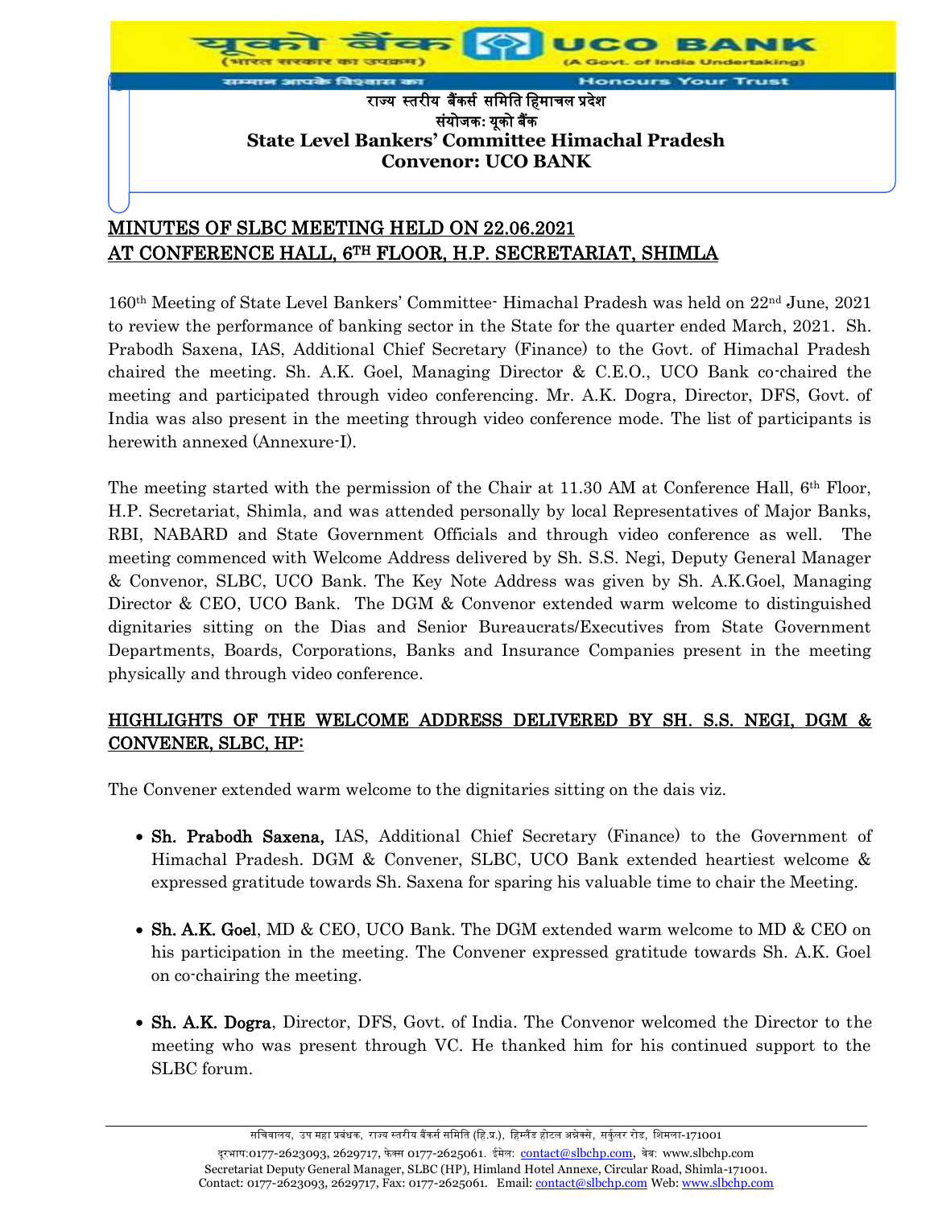राज्य स्तरीय बैंकर्स समिति हिमाचल प्रदेश
संयोजक: यूको बैंक
**State Level Bankers' Committee Himachal Pradesh**
**Convenor: UCO BANK**

## MINUTES OF SLBC MEETING HELD ON 22.06.2021 AT CONFERENCE HALL, 6TH FLOOR, H.P. SECRETARIAT, SHIMLA

160th Meeting of State Level Bankers' Committee- Himachal Pradesh was held on 22nd June, 2021 to review the performance of banking sector in the State for the quarter ended March, 2021. Sh. Prabodh Saxena, IAS, Additional Chief Secretary (Finance) to the Govt. of Himachal Pradesh chaired the meeting. Sh. A.K. Goel, Managing Director & C.E.O., UCO Bank co-chaired the meeting and participated through video conferencing. Mr. A.K. Dogra, Director, DFS, Govt. of India was also present in the meeting through video conference mode. The list of participants is herewith annexed (Annexure-I).

The meeting started with the permission of the Chair at 11.30 AM at Conference Hall, 6th Floor, H.P. Secretariat, Shimla, and was attended personally by local Representatives of Major Banks, RBI, NABARD and State Government Officials and through video conference as well. The meeting commenced with Welcome Address delivered by Sh. S.S. Negi, Deputy General Manager & Convenor, SLBC, UCO Bank. The Key Note Address was given by Sh. A.K.Goel, Managing Director & CEO, UCO Bank. The DGM & Convenor extended warm welcome to distinguished dignitaries sitting on the Dias and Senior Bureaucrats/Executives from State Government Departments, Boards, Corporations, Banks and Insurance Companies present in the meeting physically and through video conference.

### HIGHLIGHTS OF THE WELCOME ADDRESS DELIVERED BY SH. S.S. NEGI, DGM & CONVENER, SLBC, HP:

The Convener extended warm welcome to the dignitaries sitting on the dais viz.

- **Sh. Prabodh Saxena,** IAS, Additional Chief Secretary (Finance) to the Government of Himachal Pradesh. DGM & Convener, SLBC, UCO Bank extended heartiest welcome & expressed gratitude towards Sh. Saxena for sparing his valuable time to chair the Meeting.

- **Sh. A.K. Goel**, MD & CEO, UCO Bank. The DGM extended warm welcome to MD & CEO on his participation in the meeting. The Convener expressed gratitude towards Sh. A.K. Goel on co-chairing the meeting.

- **Sh. A.K. Dogra**, Director, DFS, Govt. of India. The Convenor welcomed the Director to the meeting who was present through VC. He thanked him for his continued support to the SLBC forum.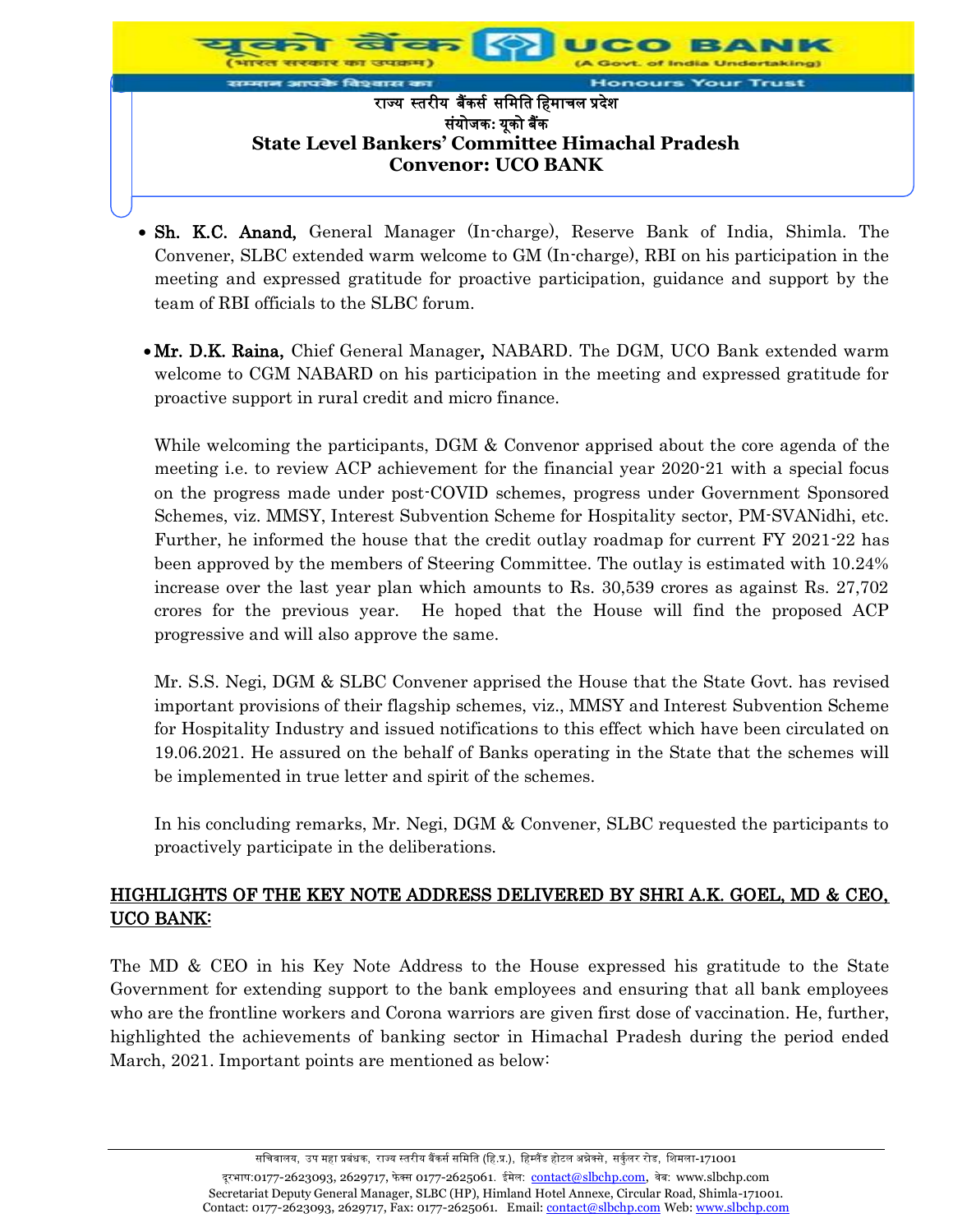- **Sh. K.C. Anand,** General Manager (In-charge), Reserve Bank of India, Shimla. The Convener, SLBC extended warm welcome to GM (In-charge), RBI on his participation in the meeting and expressed gratitude for proactive participation, guidance and support by the team of RBI officials to the SLBC forum.

- **Mr. D.K. Raina,** Chief General Manager, NABARD. The DGM, UCO Bank extended warm welcome to CGM NABARD on his participation in the meeting and expressed gratitude for proactive support in rural credit and micro finance.

  While welcoming the participants, DGM & Convenor apprised about the core agenda of the meeting i.e. to review ACP achievement for the financial year 2020-21 with a special focus on the progress made under post-COVID schemes, progress under Government Sponsored Schemes, viz. MMSY, Interest Subvention Scheme for Hospitality sector, PM-SVANidhi, etc. Further, he informed the house that the credit outlay roadmap for current FY 2021-22 has been approved by the members of Steering Committee. The outlay is estimated with 10.24% increase over the last year plan which amounts to Rs. 30,539 crores as against Rs. 27,702 crores for the previous year. He hoped that the House will find the proposed ACP progressive and will also approve the same.

  Mr. S.S. Negi, DGM & SLBC Convener apprised the House that the State Govt. has revised important provisions of their flagship schemes, viz., MMSY and Interest Subvention Scheme for Hospitality Industry and issued notifications to this effect which have been circulated on 19.06.2021. He assured on the behalf of Banks operating in the State that the schemes will be implemented in true letter and spirit of the schemes.

  In his concluding remarks, Mr. Negi, DGM & Convener, SLBC requested the participants to proactively participate in the deliberations.

## HIGHLIGHTS OF THE KEY NOTE ADDRESS DELIVERED BY SHRI A.K. GOEL, MD & CEO, UCO BANK:

The MD & CEO in his Key Note Address to the House expressed his gratitude to the State Government for extending support to the bank employees and ensuring that all bank employees who are the frontline workers and Corona warriors are given first dose of vaccination. He, further, highlighted the achievements of banking sector in Himachal Pradesh during the period ended March, 2021. Important points are mentioned as below: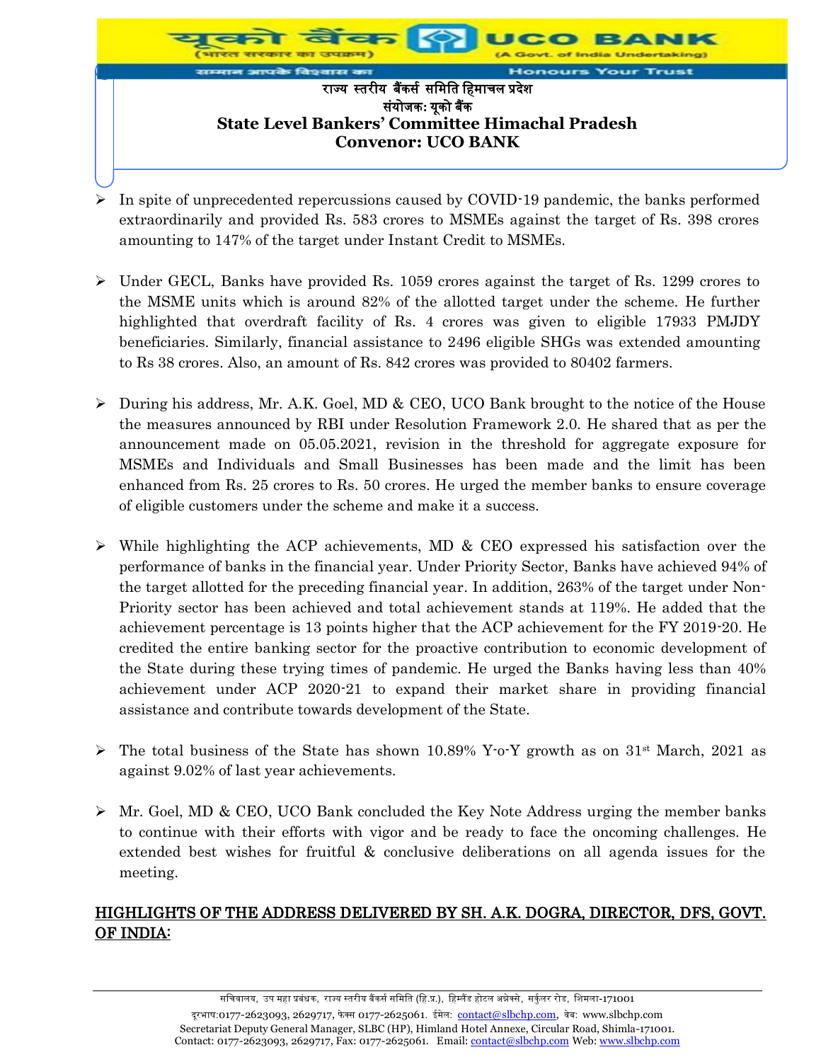- In spite of unprecedented repercussions caused by COVID-19 pandemic, the banks performed extraordinarily and provided Rs. 583 crores to MSMEs against the target of Rs. 398 crores amounting to 147% of the target under Instant Credit to MSMEs.

- Under GECL, Banks have provided Rs. 1059 crores against the target of Rs. 1299 crores to the MSME units which is around 82% of the allotted target under the scheme. He further highlighted that overdraft facility of Rs. 4 crores was given to eligible 17933 PMJDY beneficiaries. Similarly, financial assistance to 2496 eligible SHGs was extended amounting to Rs 38 crores. Also, an amount of Rs. 842 crores was provided to 80402 farmers.

- During his address, Mr. A.K. Goel, MD & CEO, UCO Bank brought to the notice of the House the measures announced by RBI under Resolution Framework 2.0. He shared that as per the announcement made on 05.05.2021, revision in the threshold for aggregate exposure for MSMEs and Individuals and Small Businesses has been made and the limit has been enhanced from Rs. 25 crores to Rs. 50 crores. He urged the member banks to ensure coverage of eligible customers under the scheme and make it a success.

- While highlighting the ACP achievements, MD & CEO expressed his satisfaction over the performance of banks in the financial year. Under Priority Sector, Banks have achieved 94% of the target allotted for the preceding financial year. In addition, 263% of the target under Non-Priority sector has been achieved and total achievement stands at 119%. He added that the achievement percentage is 13 points higher that the ACP achievement for the FY 2019-20. He credited the entire banking sector for the proactive contribution to economic development of the State during these trying times of pandemic. He urged the Banks having less than 40% achievement under ACP 2020-21 to expand their market share in providing financial assistance and contribute towards development of the State.

- The total business of the State has shown 10.89% Y-o-Y growth as on 31st March, 2021 as against 9.02% of last year achievements.

- Mr. Goel, MD & CEO, UCO Bank concluded the Key Note Address urging the member banks to continue with their efforts with vigor and be ready to face the oncoming challenges. He extended best wishes for fruitful & conclusive deliberations on all agenda issues for the meeting.

## HIGHLIGHTS OF THE ADDRESS DELIVERED BY SH. A.K. DOGRA, DIRECTOR, DFS, GOVT. OF INDIA: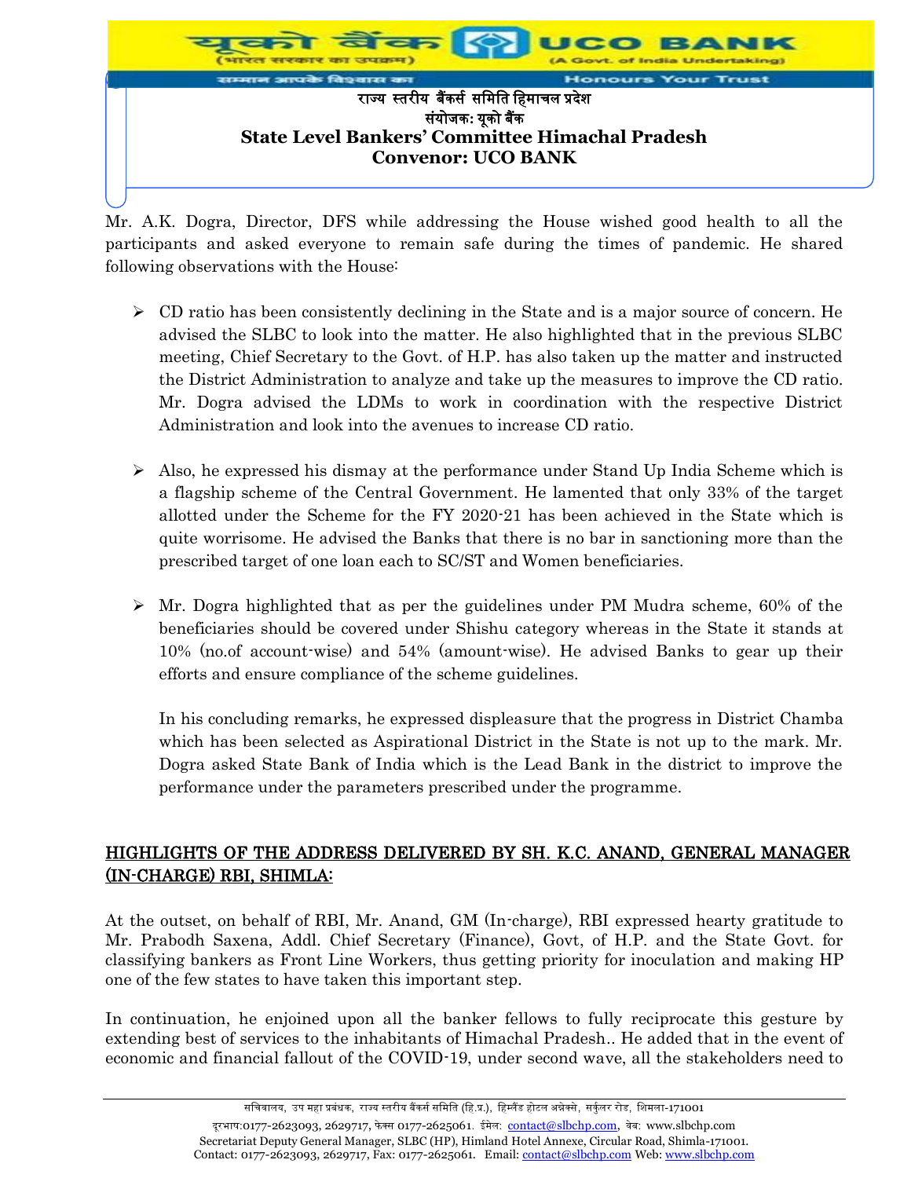Mr. A.K. Dogra, Director, DFS while addressing the House wished good health to all the participants and asked everyone to remain safe during the times of pandemic. He shared following observations with the House:

- CD ratio has been consistently declining in the State and is a major source of concern. He advised the SLBC to look into the matter. He also highlighted that in the previous SLBC meeting, Chief Secretary to the Govt. of H.P. has also taken up the matter and instructed the District Administration to analyze and take up the measures to improve the CD ratio. Mr. Dogra advised the LDMs to work in coordination with the respective District Administration and look into the avenues to increase CD ratio.

- Also, he expressed his dismay at the performance under Stand Up India Scheme which is a flagship scheme of the Central Government. He lamented that only 33% of the target allotted under the Scheme for the FY 2020-21 has been achieved in the State which is quite worrisome. He advised the Banks that there is no bar in sanctioning more than the prescribed target of one loan each to SC/ST and Women beneficiaries.

- Mr. Dogra highlighted that as per the guidelines under PM Mudra scheme, 60% of the beneficiaries should be covered under Shishu category whereas in the State it stands at 10% (no.of account-wise) and 54% (amount-wise). He advised Banks to gear up their efforts and ensure compliance of the scheme guidelines.

  In his concluding remarks, he expressed displeasure that the progress in District Chamba which has been selected as Aspirational District in the State is not up to the mark. Mr. Dogra asked State Bank of India which is the Lead Bank in the district to improve the performance under the parameters prescribed under the programme.

## HIGHLIGHTS OF THE ADDRESS DELIVERED BY SH. K.C. ANAND, GENERAL MANAGER (IN-CHARGE) RBI, SHIMLA:

At the outset, on behalf of RBI, Mr. Anand, GM (In-charge), RBI expressed hearty gratitude to Mr. Prabodh Saxena, Addl. Chief Secretary (Finance), Govt, of H.P. and the State Govt. for classifying bankers as Front Line Workers, thus getting priority for inoculation and making HP one of the few states to have taken this important step.

In continuation, he enjoined upon all the banker fellows to fully reciprocate this gesture by extending best of services to the inhabitants of Himachal Pradesh.. He added that in the event of economic and financial fallout of the COVID-19, under second wave, all the stakeholders need to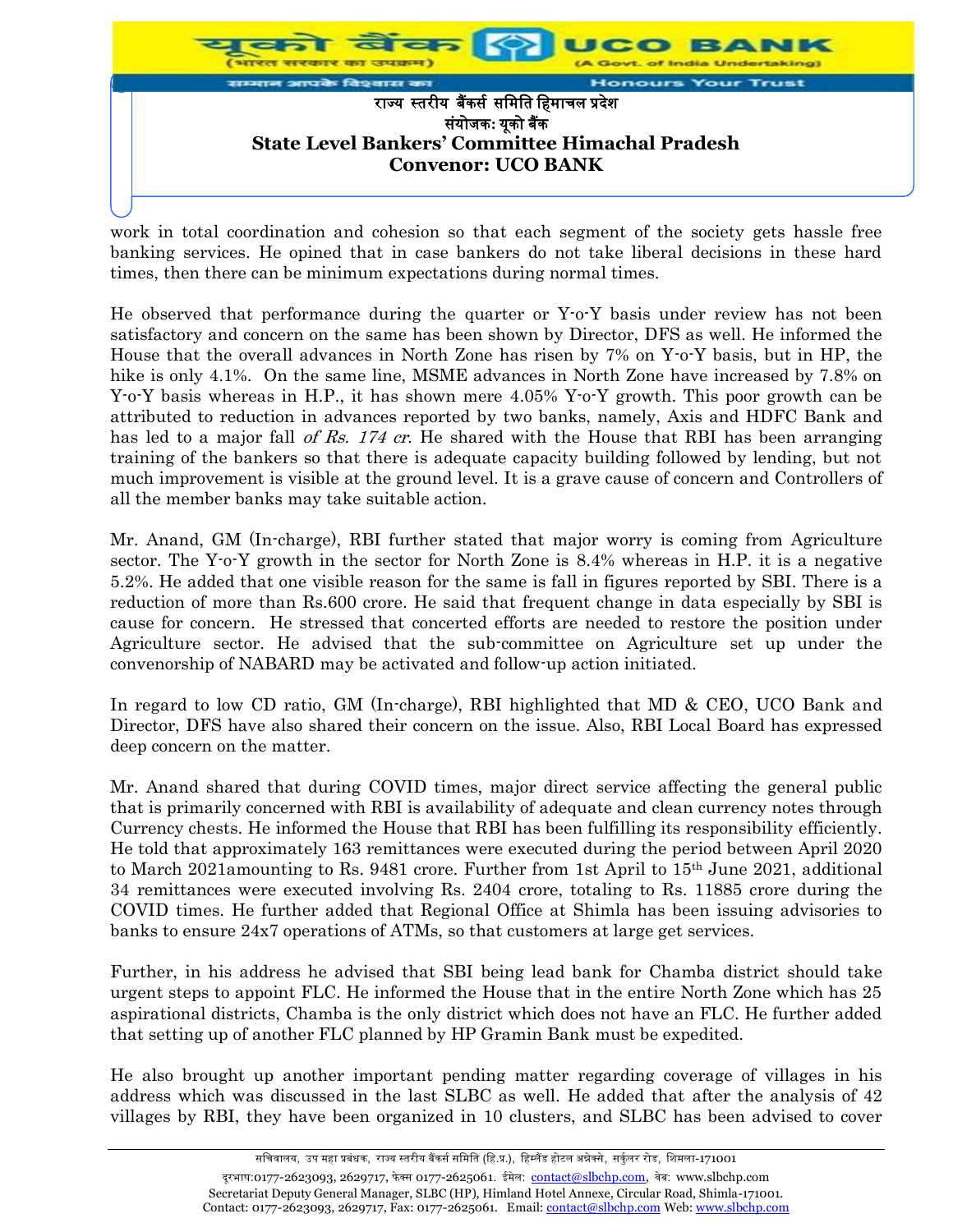work in total coordination and cohesion so that each segment of the society gets hassle free banking services. He opined that in case bankers do not take liberal decisions in these hard times, then there can be minimum expectations during normal times.

He observed that performance during the quarter or Y-o-Y basis under review has not been satisfactory and concern on the same has been shown by Director, DFS as well. He informed the House that the overall advances in North Zone has risen by 7% on Y-o-Y basis, but in HP, the hike is only 4.1%. On the same line, MSME advances in North Zone have increased by 7.8% on Y-o-Y basis whereas in H.P., it has shown mere 4.05% Y-o-Y growth. This poor growth can be attributed to reduction in advances reported by two banks, namely, Axis and HDFC Bank and has led to a major fall *of Rs. 174 cr*. He shared with the House that RBI has been arranging training of the bankers so that there is adequate capacity building followed by lending, but not much improvement is visible at the ground level. It is a grave cause of concern and Controllers of all the member banks may take suitable action.

Mr. Anand, GM (In-charge), RBI further stated that major worry is coming from Agriculture sector. The Y-o-Y growth in the sector for North Zone is 8.4% whereas in H.P. it is a negative 5.2%. He added that one visible reason for the same is fall in figures reported by SBI. There is a reduction of more than Rs.600 crore. He said that frequent change in data especially by SBI is cause for concern. He stressed that concerted efforts are needed to restore the position under Agriculture sector. He advised that the sub-committee on Agriculture set up under the convenorship of NABARD may be activated and follow-up action initiated.

In regard to low CD ratio, GM (In-charge), RBI highlighted that MD & CEO, UCO Bank and Director, DFS have also shared their concern on the issue. Also, RBI Local Board has expressed deep concern on the matter.

Mr. Anand shared that during COVID times, major direct service affecting the general public that is primarily concerned with RBI is availability of adequate and clean currency notes through Currency chests. He informed the House that RBI has been fulfilling its responsibility efficiently. He told that approximately 163 remittances were executed during the period between April 2020 to March 2021amounting to Rs. 9481 crore. Further from 1st April to 15th June 2021, additional 34 remittances were executed involving Rs. 2404 crore, totaling to Rs. 11885 crore during the COVID times. He further added that Regional Office at Shimla has been issuing advisories to banks to ensure 24x7 operations of ATMs, so that customers at large get services.

Further, in his address he advised that SBI being lead bank for Chamba district should take urgent steps to appoint FLC. He informed the House that in the entire North Zone which has 25 aspirational districts, Chamba is the only district which does not have an FLC. He further added that setting up of another FLC planned by HP Gramin Bank must be expedited.

He also brought up another important pending matter regarding coverage of villages in his address which was discussed in the last SLBC as well. He added that after the analysis of 42 villages by RBI, they have been organized in 10 clusters, and SLBC has been advised to cover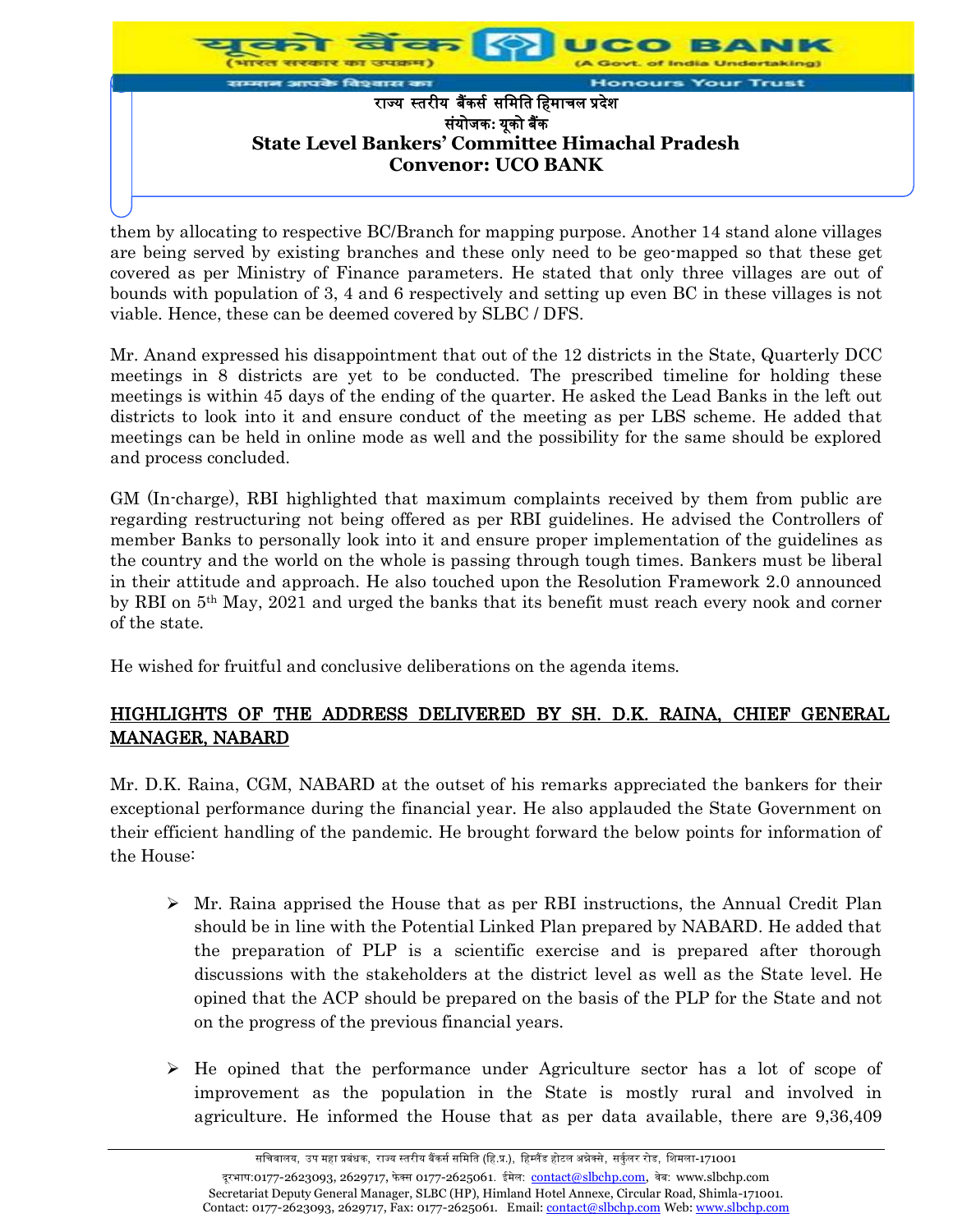them by allocating to respective BC/Branch for mapping purpose. Another 14 stand alone villages are being served by existing branches and these only need to be geo-mapped so that these get covered as per Ministry of Finance parameters. He stated that only three villages are out of bounds with population of 3, 4 and 6 respectively and setting up even BC in these villages is not viable. Hence, these can be deemed covered by SLBC / DFS.

Mr. Anand expressed his disappointment that out of the 12 districts in the State, Quarterly DCC meetings in 8 districts are yet to be conducted. The prescribed timeline for holding these meetings is within 45 days of the ending of the quarter. He asked the Lead Banks in the left out districts to look into it and ensure conduct of the meeting as per LBS scheme. He added that meetings can be held in online mode as well and the possibility for the same should be explored and process concluded.

GM (In-charge), RBI highlighted that maximum complaints received by them from public are regarding restructuring not being offered as per RBI guidelines. He advised the Controllers of member Banks to personally look into it and ensure proper implementation of the guidelines as the country and the world on the whole is passing through tough times. Bankers must be liberal in their attitude and approach. He also touched upon the Resolution Framework 2.0 announced by RBI on 5th May, 2021 and urged the banks that its benefit must reach every nook and corner of the state.

He wished for fruitful and conclusive deliberations on the agenda items.

## HIGHLIGHTS OF THE ADDRESS DELIVERED BY SH. D.K. RAINA, CHIEF GENERAL MANAGER, NABARD

Mr. D.K. Raina, CGM, NABARD at the outset of his remarks appreciated the bankers for their exceptional performance during the financial year. He also applauded the State Government on their efficient handling of the pandemic. He brought forward the below points for information of the House:

- Mr. Raina apprised the House that as per RBI instructions, the Annual Credit Plan should be in line with the Potential Linked Plan prepared by NABARD. He added that the preparation of PLP is a scientific exercise and is prepared after thorough discussions with the stakeholders at the district level as well as the State level. He opined that the ACP should be prepared on the basis of the PLP for the State and not on the progress of the previous financial years.

- He opined that the performance under Agriculture sector has a lot of scope of improvement as the population in the State is mostly rural and involved in agriculture. He informed the House that as per data available, there are 9,36,409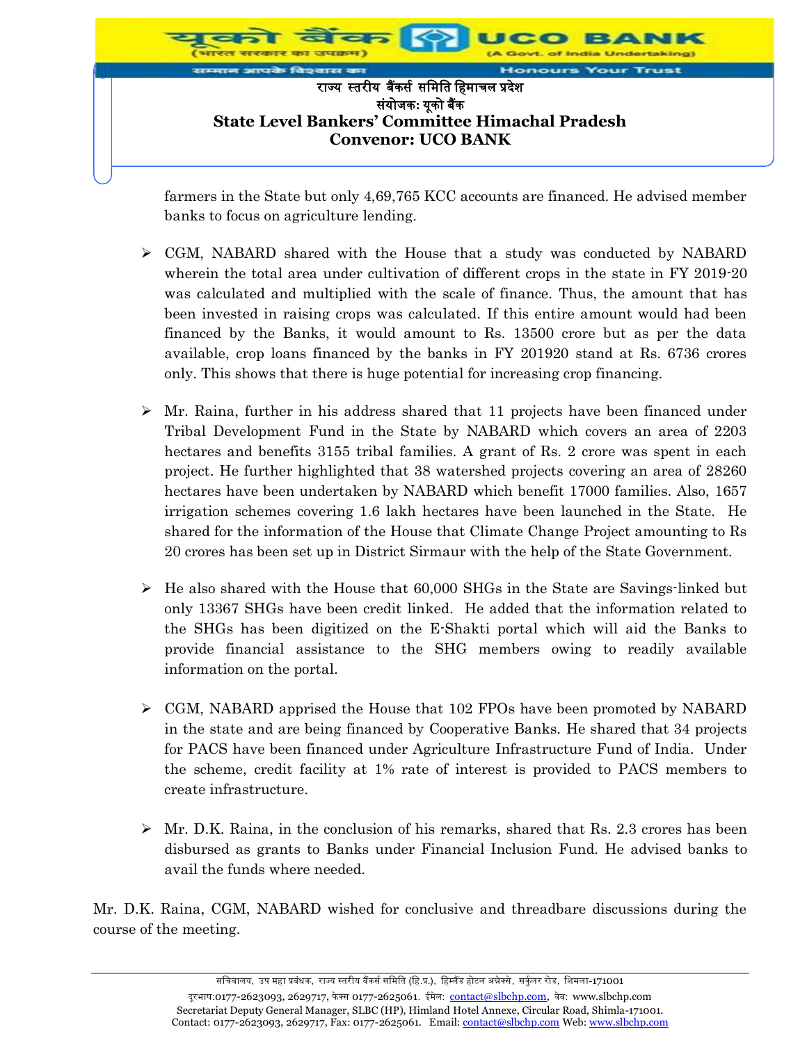farmers in the State but only 4,69,765 KCC accounts are financed. He advised member banks to focus on agriculture lending.

- CGM, NABARD shared with the House that a study was conducted by NABARD wherein the total area under cultivation of different crops in the state in FY 2019-20 was calculated and multiplied with the scale of finance. Thus, the amount that has been invested in raising crops was calculated. If this entire amount would had been financed by the Banks, it would amount to Rs. 13500 crore but as per the data available, crop loans financed by the banks in FY 201920 stand at Rs. 6736 crores only. This shows that there is huge potential for increasing crop financing.

- Mr. Raina, further in his address shared that 11 projects have been financed under Tribal Development Fund in the State by NABARD which covers an area of 2203 hectares and benefits 3155 tribal families. A grant of Rs. 2 crore was spent in each project. He further highlighted that 38 watershed projects covering an area of 28260 hectares have been undertaken by NABARD which benefit 17000 families. Also, 1657 irrigation schemes covering 1.6 lakh hectares have been launched in the State. He shared for the information of the House that Climate Change Project amounting to Rs 20 crores has been set up in District Sirmaur with the help of the State Government.

- He also shared with the House that 60,000 SHGs in the State are Savings-linked but only 13367 SHGs have been credit linked. He added that the information related to the SHGs has been digitized on the E-Shakti portal which will aid the Banks to provide financial assistance to the SHG members owing to readily available information on the portal.

- CGM, NABARD apprised the House that 102 FPOs have been promoted by NABARD in the state and are being financed by Cooperative Banks. He shared that 34 projects for PACS have been financed under Agriculture Infrastructure Fund of India. Under the scheme, credit facility at 1% rate of interest is provided to PACS members to create infrastructure.

- Mr. D.K. Raina, in the conclusion of his remarks, shared that Rs. 2.3 crores has been disbursed as grants to Banks under Financial Inclusion Fund. He advised banks to avail the funds where needed.

Mr. D.K. Raina, CGM, NABARD wished for conclusive and threadbare discussions during the course of the meeting.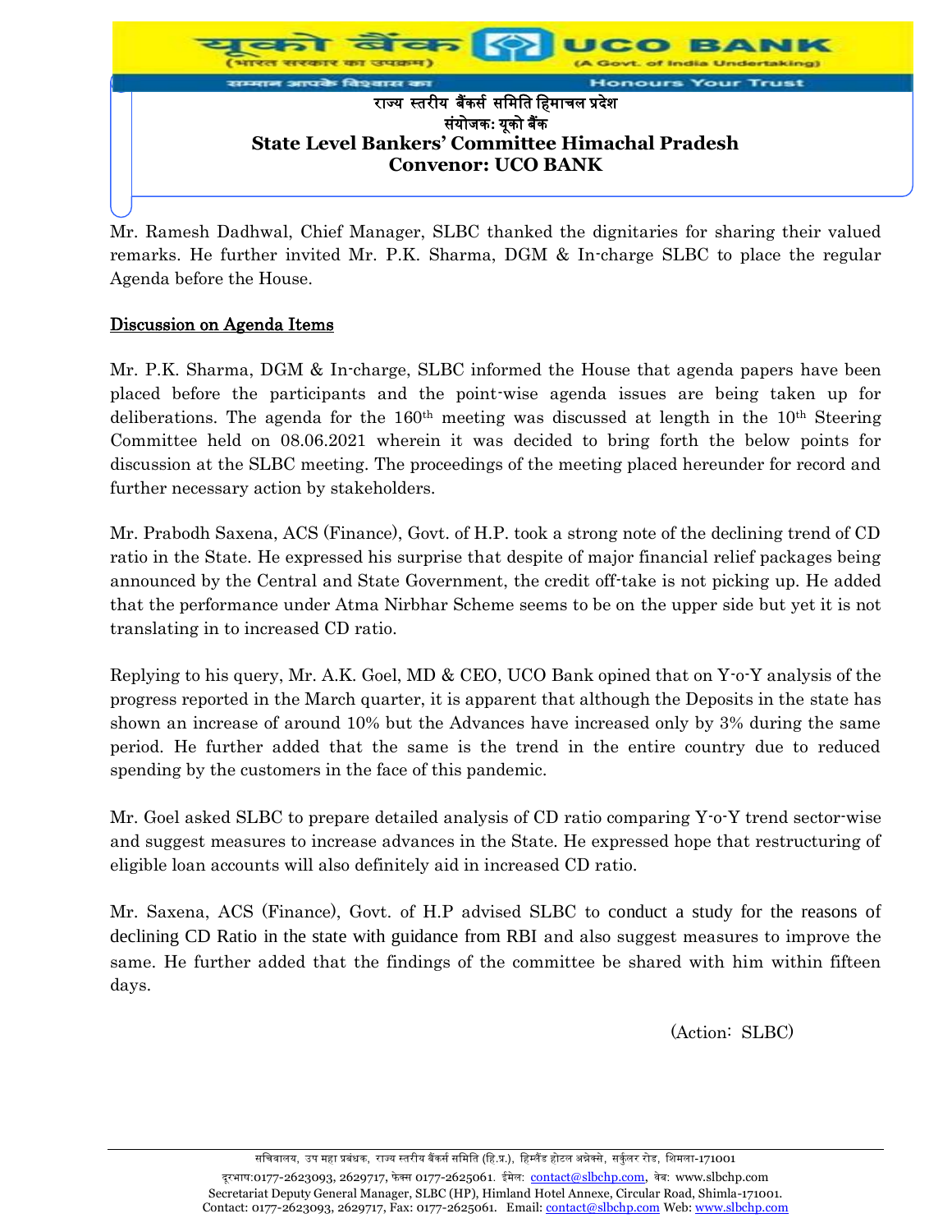Mr. Ramesh Dadhwal, Chief Manager, SLBC thanked the dignitaries for sharing their valued remarks. He further invited Mr. P.K. Sharma, DGM & In-charge SLBC to place the regular Agenda before the House.

## Discussion on Agenda Items

Mr. P.K. Sharma, DGM & In-charge, SLBC informed the House that agenda papers have been placed before the participants and the point-wise agenda issues are being taken up for deliberations. The agenda for the 160th meeting was discussed at length in the 10th Steering Committee held on 08.06.2021 wherein it was decided to bring forth the below points for discussion at the SLBC meeting. The proceedings of the meeting placed hereunder for record and further necessary action by stakeholders.

Mr. Prabodh Saxena, ACS (Finance), Govt. of H.P. took a strong note of the declining trend of CD ratio in the State. He expressed his surprise that despite of major financial relief packages being announced by the Central and State Government, the credit off-take is not picking up. He added that the performance under Atma Nirbhar Scheme seems to be on the upper side but yet it is not translating in to increased CD ratio.

Replying to his query, Mr. A.K. Goel, MD & CEO, UCO Bank opined that on Y-o-Y analysis of the progress reported in the March quarter, it is apparent that although the Deposits in the state has shown an increase of around 10% but the Advances have increased only by 3% during the same period. He further added that the same is the trend in the entire country due to reduced spending by the customers in the face of this pandemic.

Mr. Goel asked SLBC to prepare detailed analysis of CD ratio comparing Y-o-Y trend sector-wise and suggest measures to increase advances in the State. He expressed hope that restructuring of eligible loan accounts will also definitely aid in increased CD ratio.

Mr. Saxena, ACS (Finance), Govt. of H.P advised SLBC to conduct a study for the reasons of declining CD Ratio in the state with guidance from RBI and also suggest measures to improve the same. He further added that the findings of the committee be shared with him within fifteen days.

(Action: SLBC)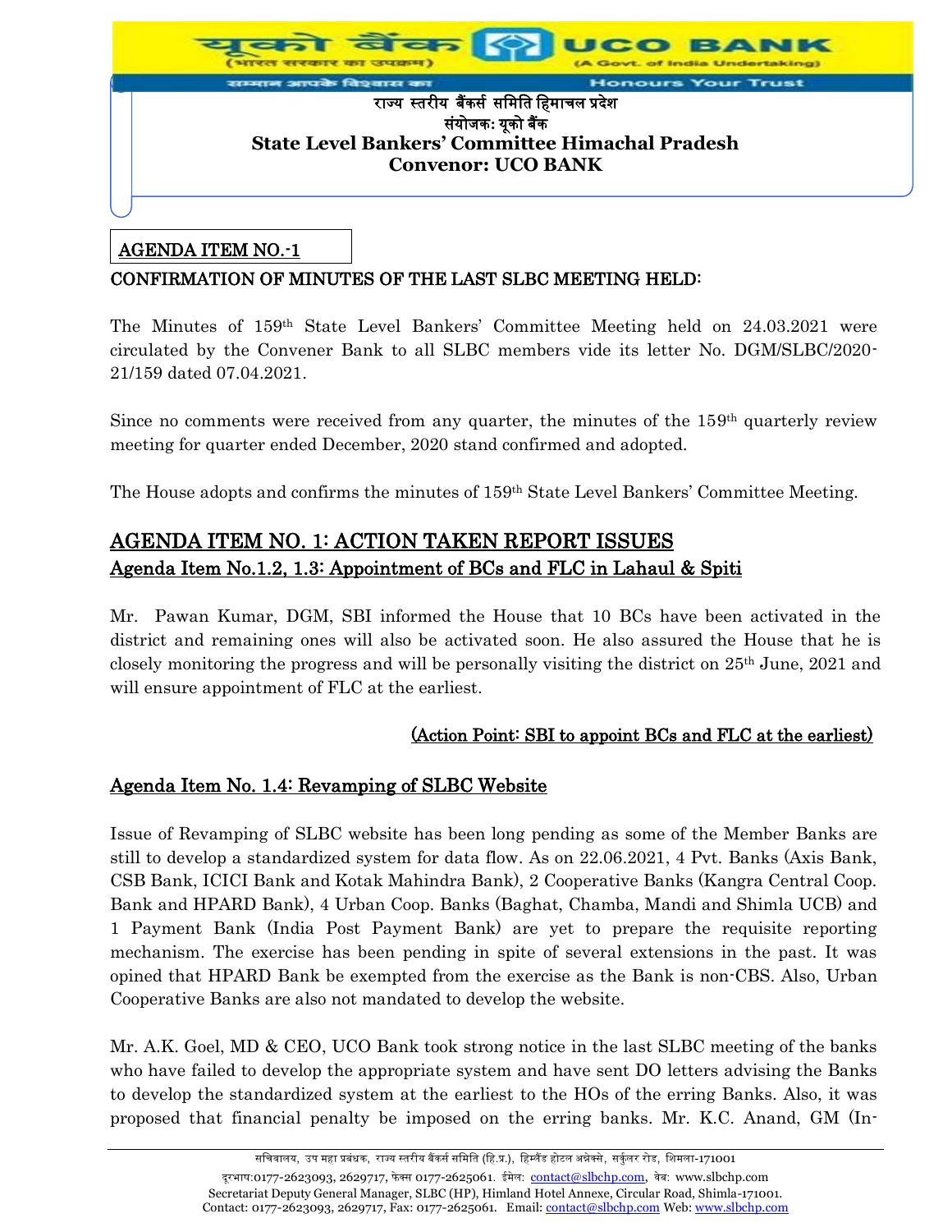राज्य स्तरीय बैंकर्स समिति हिमाचल प्रदेश
संयोजक: यूको बैंक

**State Level Bankers' Committee Himachal Pradesh**
**Convenor: UCO BANK**

## AGENDA ITEM NO.-1

**CONFIRMATION OF MINUTES OF THE LAST SLBC MEETING HELD:**

The Minutes of 159th State Level Bankers' Committee Meeting held on 24.03.2021 were circulated by the Convener Bank to all SLBC members vide its letter No. DGM/SLBC/2020-21/159 dated 07.04.2021.

Since no comments were received from any quarter, the minutes of the 159th quarterly review meeting for quarter ended December, 2020 stand confirmed and adopted.

The House adopts and confirms the minutes of 159th State Level Bankers' Committee Meeting.

## AGENDA ITEM NO. 1: ACTION TAKEN REPORT ISSUES

### Agenda Item No.1.2, 1.3: Appointment of BCs and FLC in Lahaul & Spiti

Mr. Pawan Kumar, DGM, SBI informed the House that 10 BCs have been activated in the district and remaining ones will also be activated soon. He also assured the House that he is closely monitoring the progress and will be personally visiting the district on 25th June, 2021 and will ensure appointment of FLC at the earliest.

**(Action Point: SBI to appoint BCs and FLC at the earliest)**

### Agenda Item No. 1.4: Revamping of SLBC Website

Issue of Revamping of SLBC website has been long pending as some of the Member Banks are still to develop a standardized system for data flow. As on 22.06.2021, 4 Pvt. Banks (Axis Bank, CSB Bank, ICICI Bank and Kotak Mahindra Bank), 2 Cooperative Banks (Kangra Central Coop. Bank and HPARD Bank), 4 Urban Coop. Banks (Baghat, Chamba, Mandi and Shimla UCB) and 1 Payment Bank (India Post Payment Bank) are yet to prepare the requisite reporting mechanism. The exercise has been pending in spite of several extensions in the past. It was opined that HPARD Bank be exempted from the exercise as the Bank is non-CBS. Also, Urban Cooperative Banks are also not mandated to develop the website.

Mr. A.K. Goel, MD & CEO, UCO Bank took strong notice in the last SLBC meeting of the banks who have failed to develop the appropriate system and have sent DO letters advising the Banks to develop the standardized system at the earliest to the HOs of the erring Banks. Also, it was proposed that financial penalty be imposed on the erring banks. Mr. K.C. Anand, GM (In-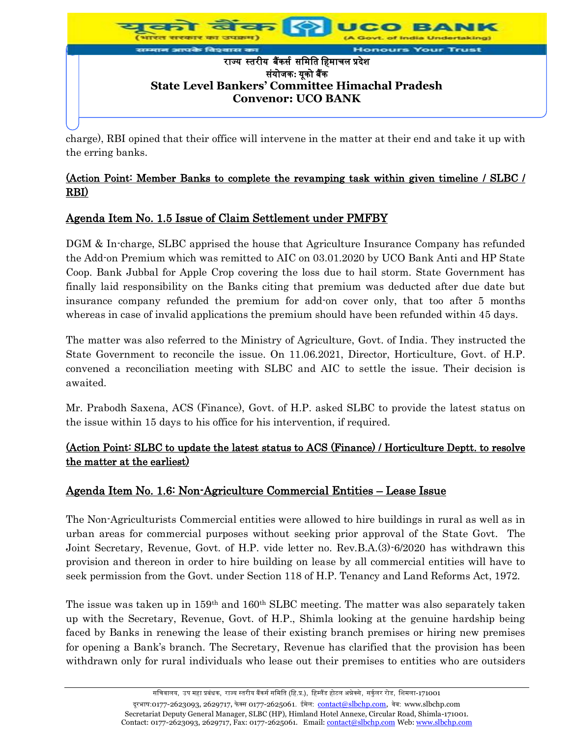charge), RBI opined that their office will intervene in the matter at their end and take it up with the erring banks.

**(Action Point: Member Banks to complete the revamping task within given timeline / SLBC / RBI)**

## Agenda Item No. 1.5 Issue of Claim Settlement under PMFBY

DGM & In-charge, SLBC apprised the house that Agriculture Insurance Company has refunded the Add-on Premium which was remitted to AIC on 03.01.2020 by UCO Bank Anti and HP State Coop. Bank Jubbal for Apple Crop covering the loss due to hail storm. State Government has finally laid responsibility on the Banks citing that premium was deducted after due date but insurance company refunded the premium for add-on cover only, that too after 5 months whereas in case of invalid applications the premium should have been refunded within 45 days.

The matter was also referred to the Ministry of Agriculture, Govt. of India. They instructed the State Government to reconcile the issue. On 11.06.2021, Director, Horticulture, Govt. of H.P. convened a reconciliation meeting with SLBC and AIC to settle the issue. Their decision is awaited.

Mr. Prabodh Saxena, ACS (Finance), Govt. of H.P. asked SLBC to provide the latest status on the issue within 15 days to his office for his intervention, if required.

**(Action Point: SLBC to update the latest status to ACS (Finance) / Horticulture Deptt. to resolve the matter at the earliest)**

## Agenda Item No. 1.6: Non-Agriculture Commercial Entities – Lease Issue

The Non-Agriculturists Commercial entities were allowed to hire buildings in rural as well as in urban areas for commercial purposes without seeking prior approval of the State Govt. The Joint Secretary, Revenue, Govt. of H.P. vide letter no. Rev.B.A.(3)-6/2020 has withdrawn this provision and thereon in order to hire building on lease by all commercial entities will have to seek permission from the Govt. under Section 118 of H.P. Tenancy and Land Reforms Act, 1972.

The issue was taken up in 159th and 160th SLBC meeting. The matter was also separately taken up with the Secretary, Revenue, Govt. of H.P., Shimla looking at the genuine hardship being faced by Banks in renewing the lease of their existing branch premises or hiring new premises for opening a Bank's branch. The Secretary, Revenue has clarified that the provision has been withdrawn only for rural individuals who lease out their premises to entities who are outsiders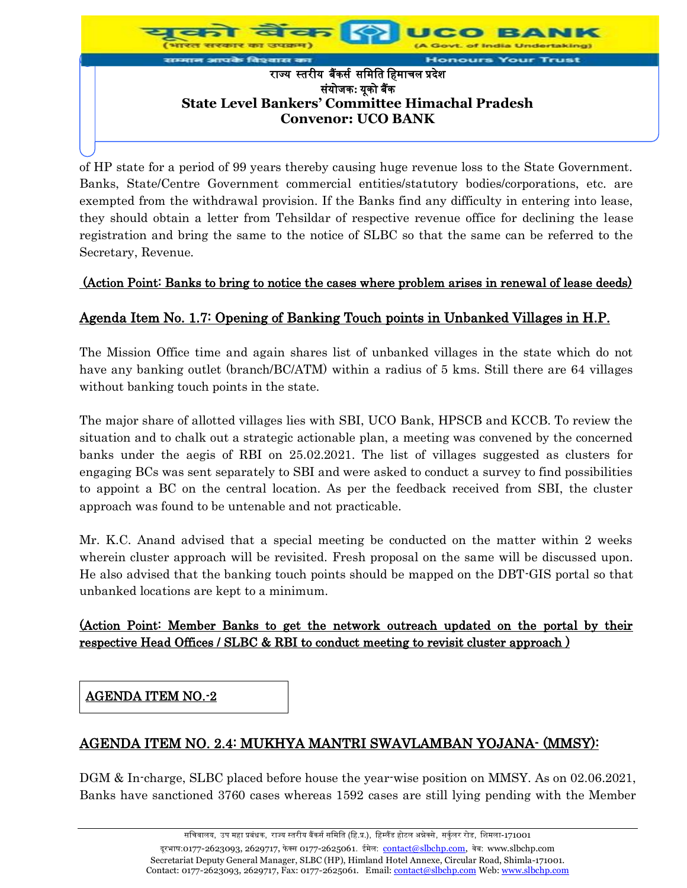of HP state for a period of 99 years thereby causing huge revenue loss to the State Government. Banks, State/Centre Government commercial entities/statutory bodies/corporations, etc. are exempted from the withdrawal provision. If the Banks find any difficulty in entering into lease, they should obtain a letter from Tehsildar of respective revenue office for declining the lease registration and bring the same to the notice of SLBC so that the same can be referred to the Secretary, Revenue.

**(Action Point: Banks to bring to notice the cases where problem arises in renewal of lease deeds)**

## Agenda Item No. 1.7: Opening of Banking Touch points in Unbanked Villages in H.P.

The Mission Office time and again shares list of unbanked villages in the state which do not have any banking outlet (branch/BC/ATM) within a radius of 5 kms. Still there are 64 villages without banking touch points in the state.

The major share of allotted villages lies with SBI, UCO Bank, HPSCB and KCCB. To review the situation and to chalk out a strategic actionable plan, a meeting was convened by the concerned banks under the aegis of RBI on 25.02.2021. The list of villages suggested as clusters for engaging BCs was sent separately to SBI and were asked to conduct a survey to find possibilities to appoint a BC on the central location. As per the feedback received from SBI, the cluster approach was found to be untenable and not practicable.

Mr. K.C. Anand advised that a special meeting be conducted on the matter within 2 weeks wherein cluster approach will be revisited. Fresh proposal on the same will be discussed upon. He also advised that the banking touch points should be mapped on the DBT-GIS portal so that unbanked locations are kept to a minimum.

**(Action Point: Member Banks to get the network outreach updated on the portal by their respective Head Offices / SLBC & RBI to conduct meeting to revisit cluster approach )**

## AGENDA ITEM NO.-2

## AGENDA ITEM NO. 2.4: MUKHYA MANTRI SWAVLAMBAN YOJANA- (MMSY):

DGM & In-charge, SLBC placed before house the year-wise position on MMSY. As on 02.06.2021, Banks have sanctioned 3760 cases whereas 1592 cases are still lying pending with the Member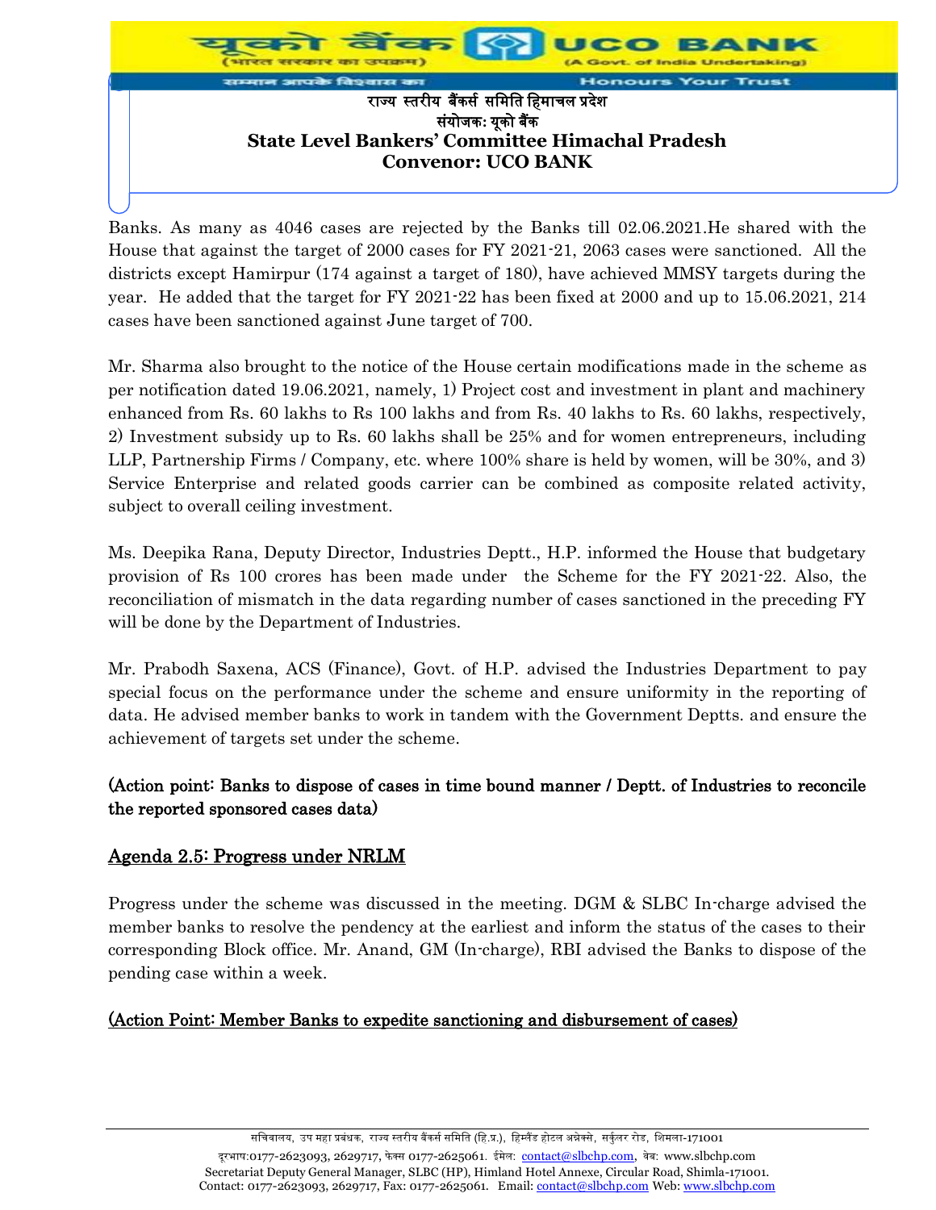Banks. As many as 4046 cases are rejected by the Banks till 02.06.2021.He shared with the House that against the target of 2000 cases for FY 2021-21, 2063 cases were sanctioned. All the districts except Hamirpur (174 against a target of 180), have achieved MMSY targets during the year. He added that the target for FY 2021-22 has been fixed at 2000 and up to 15.06.2021, 214 cases have been sanctioned against June target of 700.

Mr. Sharma also brought to the notice of the House certain modifications made in the scheme as per notification dated 19.06.2021, namely, 1) Project cost and investment in plant and machinery enhanced from Rs. 60 lakhs to Rs 100 lakhs and from Rs. 40 lakhs to Rs. 60 lakhs, respectively, 2) Investment subsidy up to Rs. 60 lakhs shall be 25% and for women entrepreneurs, including LLP, Partnership Firms / Company, etc. where 100% share is held by women, will be 30%, and 3) Service Enterprise and related goods carrier can be combined as composite related activity, subject to overall ceiling investment.

Ms. Deepika Rana, Deputy Director, Industries Deptt., H.P. informed the House that budgetary provision of Rs 100 crores has been made under the Scheme for the FY 2021-22. Also, the reconciliation of mismatch in the data regarding number of cases sanctioned in the preceding FY will be done by the Department of Industries.

Mr. Prabodh Saxena, ACS (Finance), Govt. of H.P. advised the Industries Department to pay special focus on the performance under the scheme and ensure uniformity in the reporting of data. He advised member banks to work in tandem with the Government Deptts. and ensure the achievement of targets set under the scheme.

**(Action point: Banks to dispose of cases in time bound manner / Deptt. of Industries to reconcile the reported sponsored cases data)**

## Agenda 2.5: Progress under NRLM

Progress under the scheme was discussed in the meeting. DGM & SLBC In-charge advised the member banks to resolve the pendency at the earliest and inform the status of the cases to their corresponding Block office. Mr. Anand, GM (In-charge), RBI advised the Banks to dispose of the pending case within a week.

**(Action Point: Member Banks to expedite sanctioning and disbursement of cases)**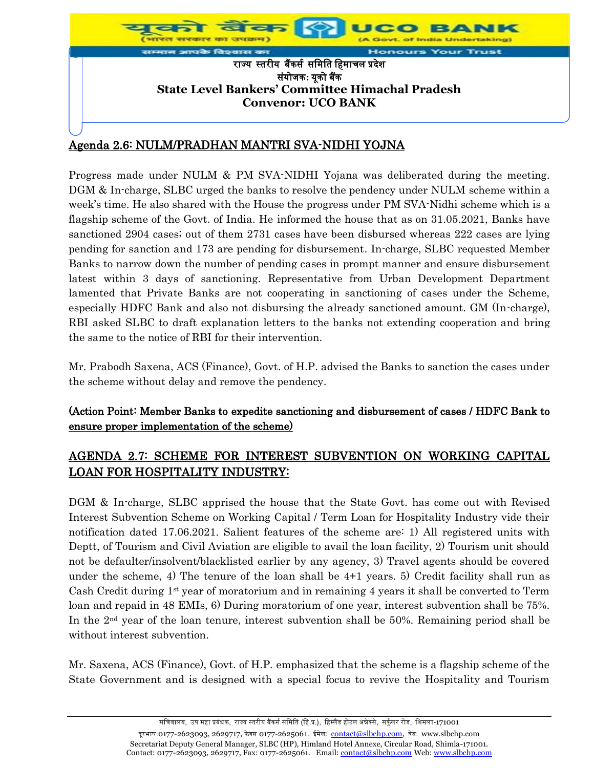## Agenda 2.6: NULM/PRADHAN MANTRI SVA-NIDHI YOJNA

Progress made under NULM & PM SVA-NIDHI Yojana was deliberated during the meeting. DGM & In-charge, SLBC urged the banks to resolve the pendency under NULM scheme within a week's time. He also shared with the House the progress under PM SVA-Nidhi scheme which is a flagship scheme of the Govt. of India. He informed the house that as on 31.05.2021, Banks have sanctioned 2904 cases; out of them 2731 cases have been disbursed whereas 222 cases are lying pending for sanction and 173 are pending for disbursement. In-charge, SLBC requested Member Banks to narrow down the number of pending cases in prompt manner and ensure disbursement latest within 3 days of sanctioning. Representative from Urban Development Department lamented that Private Banks are not cooperating in sanctioning of cases under the Scheme, especially HDFC Bank and also not disbursing the already sanctioned amount. GM (In-charge), RBI asked SLBC to draft explanation letters to the banks not extending cooperation and bring the same to the notice of RBI for their intervention.

Mr. Prabodh Saxena, ACS (Finance), Govt. of H.P. advised the Banks to sanction the cases under the scheme without delay and remove the pendency.

**(Action Point: Member Banks to expedite sanctioning and disbursement of cases / HDFC Bank to ensure proper implementation of the scheme)**

## AGENDA 2.7: SCHEME FOR INTEREST SUBVENTION ON WORKING CAPITAL LOAN FOR HOSPITALITY INDUSTRY:

DGM & In-charge, SLBC apprised the house that the State Govt. has come out with Revised Interest Subvention Scheme on Working Capital / Term Loan for Hospitality Industry vide their notification dated 17.06.2021. Salient features of the scheme are: 1) All registered units with Deptt, of Tourism and Civil Aviation are eligible to avail the loan facility, 2) Tourism unit should not be defaulter/insolvent/blacklisted earlier by any agency, 3) Travel agents should be covered under the scheme, 4) The tenure of the loan shall be 4+1 years. 5) Credit facility shall run as Cash Credit during 1st year of moratorium and in remaining 4 years it shall be converted to Term loan and repaid in 48 EMIs, 6) During moratorium of one year, interest subvention shall be 75%. In the 2nd year of the loan tenure, interest subvention shall be 50%. Remaining period shall be without interest subvention.

Mr. Saxena, ACS (Finance), Govt. of H.P. emphasized that the scheme is a flagship scheme of the State Government and is designed with a special focus to revive the Hospitality and Tourism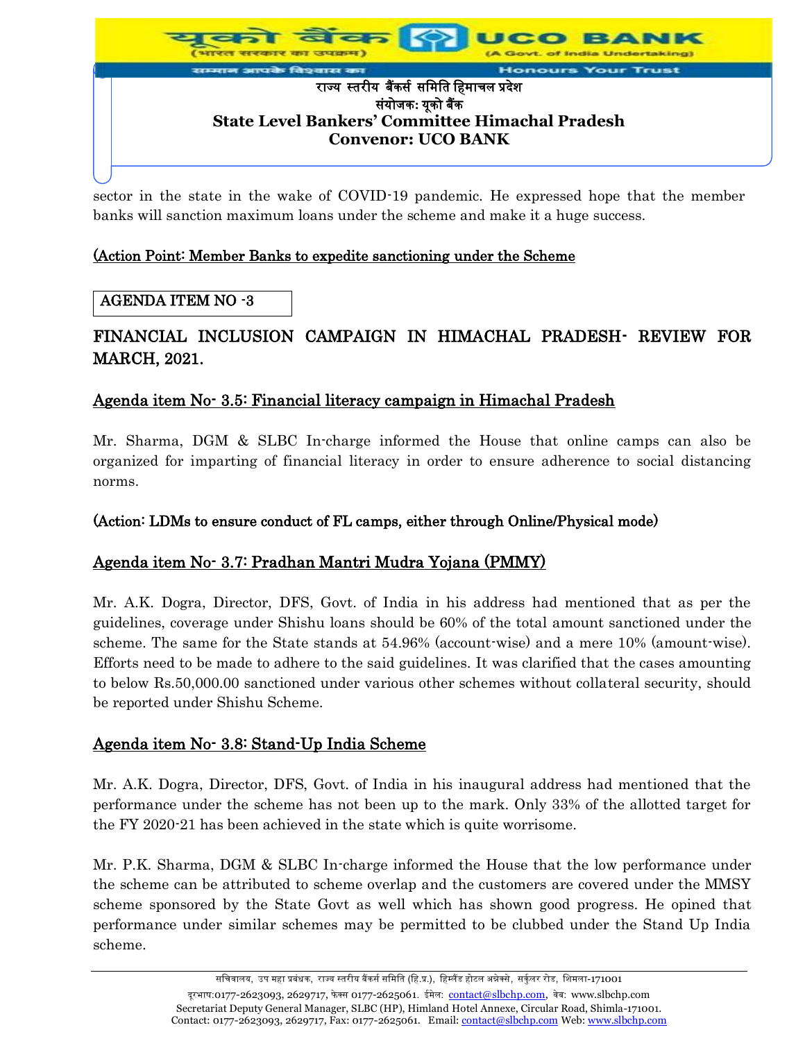sector in the state in the wake of COVID-19 pandemic. He expressed hope that the member banks will sanction maximum loans under the scheme and make it a huge success.

**(Action Point: Member Banks to expedite sanctioning under the Scheme**

| AGENDA ITEM NO -3 |
|---|

## FINANCIAL INCLUSION CAMPAIGN IN HIMACHAL PRADESH- REVIEW FOR MARCH, 2021.

### Agenda item No- 3.5: Financial literacy campaign in Himachal Pradesh

Mr. Sharma, DGM & SLBC In-charge informed the House that online camps can also be organized for imparting of financial literacy in order to ensure adherence to social distancing norms.

**(Action: LDMs to ensure conduct of FL camps, either through Online/Physical mode)**

### Agenda item No- 3.7: Pradhan Mantri Mudra Yojana (PMMY)

Mr. A.K. Dogra, Director, DFS, Govt. of India in his address had mentioned that as per the guidelines, coverage under Shishu loans should be 60% of the total amount sanctioned under the scheme. The same for the State stands at 54.96% (account-wise) and a mere 10% (amount-wise). Efforts need to be made to adhere to the said guidelines. It was clarified that the cases amounting to below Rs.50,000.00 sanctioned under various other schemes without collateral security, should be reported under Shishu Scheme.

### Agenda item No- 3.8: Stand-Up India Scheme

Mr. A.K. Dogra, Director, DFS, Govt. of India in his inaugural address had mentioned that the performance under the scheme has not been up to the mark. Only 33% of the allotted target for the FY 2020-21 has been achieved in the state which is quite worrisome.

Mr. P.K. Sharma, DGM & SLBC In-charge informed the House that the low performance under the scheme can be attributed to scheme overlap and the customers are covered under the MMSY scheme sponsored by the State Govt as well which has shown good progress. He opined that performance under similar schemes may be permitted to be clubbed under the Stand Up India scheme.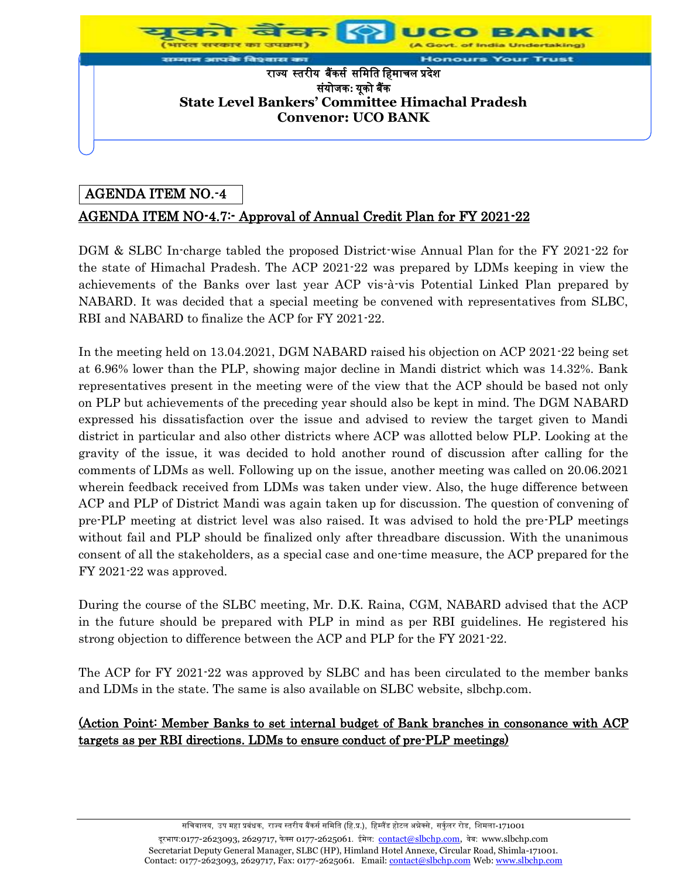## AGENDA ITEM NO.-4

## AGENDA ITEM NO-4.7:- Approval of Annual Credit Plan for FY 2021-22

DGM & SLBC In-charge tabled the proposed District-wise Annual Plan for the FY 2021-22 for the state of Himachal Pradesh. The ACP 2021-22 was prepared by LDMs keeping in view the achievements of the Banks over last year ACP vis-à-vis Potential Linked Plan prepared by NABARD. It was decided that a special meeting be convened with representatives from SLBC, RBI and NABARD to finalize the ACP for FY 2021-22.

In the meeting held on 13.04.2021, DGM NABARD raised his objection on ACP 2021-22 being set at 6.96% lower than the PLP, showing major decline in Mandi district which was 14.32%. Bank representatives present in the meeting were of the view that the ACP should be based not only on PLP but achievements of the preceding year should also be kept in mind. The DGM NABARD expressed his dissatisfaction over the issue and advised to review the target given to Mandi district in particular and also other districts where ACP was allotted below PLP. Looking at the gravity of the issue, it was decided to hold another round of discussion after calling for the comments of LDMs as well. Following up on the issue, another meeting was called on 20.06.2021 wherein feedback received from LDMs was taken under view. Also, the huge difference between ACP and PLP of District Mandi was again taken up for discussion. The question of convening of pre-PLP meeting at district level was also raised. It was advised to hold the pre-PLP meetings without fail and PLP should be finalized only after threadbare discussion. With the unanimous consent of all the stakeholders, as a special case and one-time measure, the ACP prepared for the FY 2021-22 was approved.

During the course of the SLBC meeting, Mr. D.K. Raina, CGM, NABARD advised that the ACP in the future should be prepared with PLP in mind as per RBI guidelines. He registered his strong objection to difference between the ACP and PLP for the FY 2021-22.

The ACP for FY 2021-22 was approved by SLBC and has been circulated to the member banks and LDMs in the state. The same is also available on SLBC website, slbchp.com.

**(Action Point: Member Banks to set internal budget of Bank branches in consonance with ACP targets as per RBI directions. LDMs to ensure conduct of pre-PLP meetings)**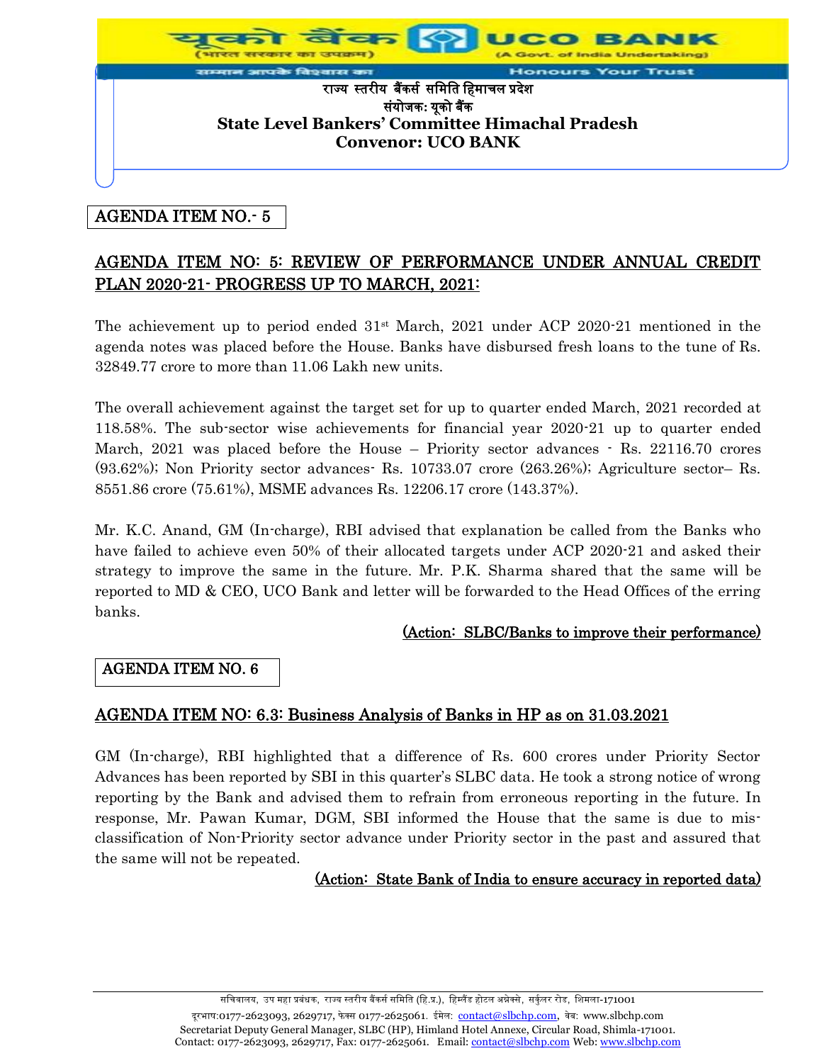AGENDA ITEM NO.- 5

## AGENDA ITEM NO: 5: REVIEW OF PERFORMANCE UNDER ANNUAL CREDIT PLAN 2020-21- PROGRESS UP TO MARCH, 2021:

The achievement up to period ended 31st March, 2021 under ACP 2020-21 mentioned in the agenda notes was placed before the House. Banks have disbursed fresh loans to the tune of Rs. 32849.77 crore to more than 11.06 Lakh new units.

The overall achievement against the target set for up to quarter ended March, 2021 recorded at 118.58%. The sub-sector wise achievements for financial year 2020-21 up to quarter ended March, 2021 was placed before the House – Priority sector advances - Rs. 22116.70 crores (93.62%); Non Priority sector advances- Rs. 10733.07 crore (263.26%); Agriculture sector– Rs. 8551.86 crore (75.61%), MSME advances Rs. 12206.17 crore (143.37%).

Mr. K.C. Anand, GM (In-charge), RBI advised that explanation be called from the Banks who have failed to achieve even 50% of their allocated targets under ACP 2020-21 and asked their strategy to improve the same in the future. Mr. P.K. Sharma shared that the same will be reported to MD & CEO, UCO Bank and letter will be forwarded to the Head Offices of the erring banks.

**(Action: SLBC/Banks to improve their performance)**

AGENDA ITEM NO. 6

## AGENDA ITEM NO: 6.3: Business Analysis of Banks in HP as on 31.03.2021

GM (In-charge), RBI highlighted that a difference of Rs. 600 crores under Priority Sector Advances has been reported by SBI in this quarter's SLBC data. He took a strong notice of wrong reporting by the Bank and advised them to refrain from erroneous reporting in the future. In response, Mr. Pawan Kumar, DGM, SBI informed the House that the same is due to mis-classification of Non-Priority sector advance under Priority sector in the past and assured that the same will not be repeated.

**(Action: State Bank of India to ensure accuracy in reported data)**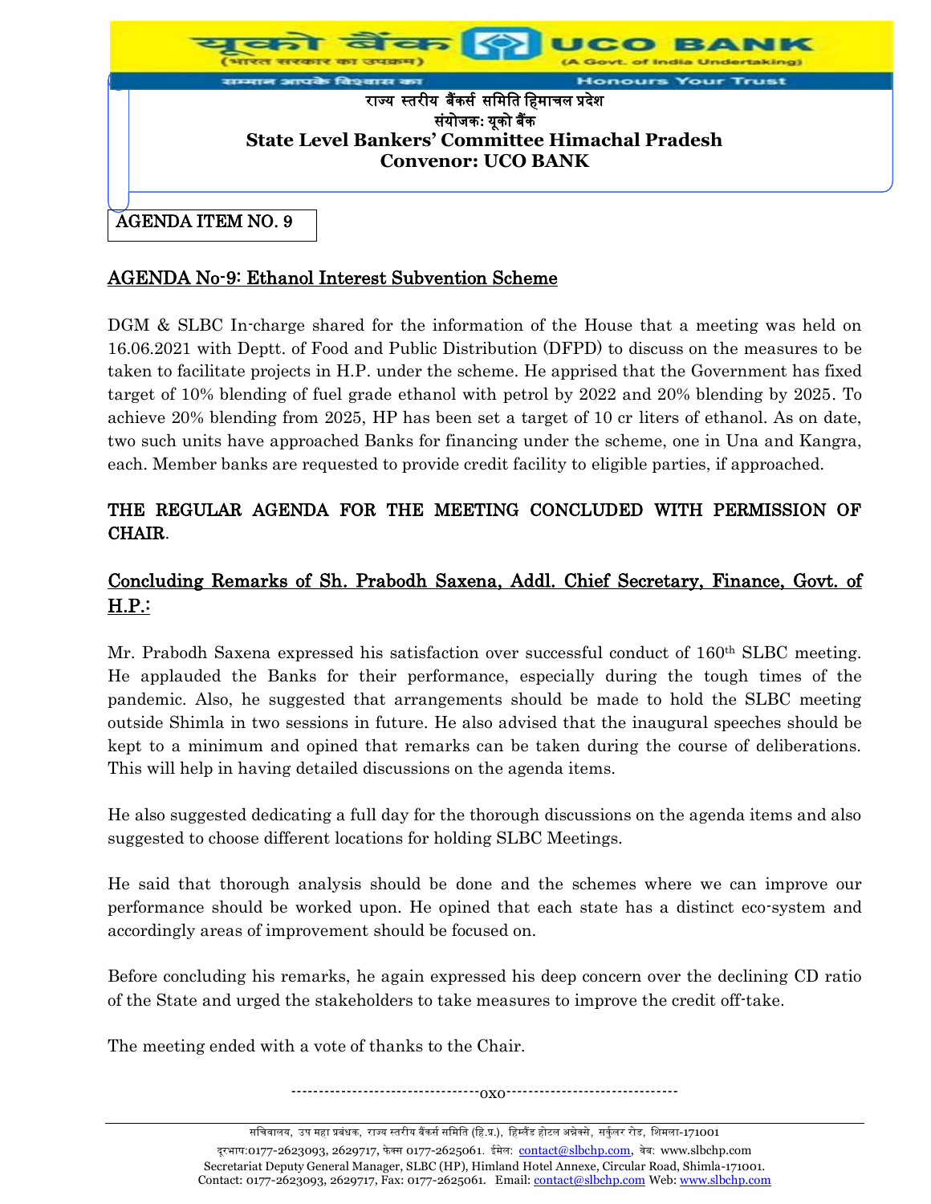राज्य स्तरीय बैंकर्स समिति हिमाचल प्रदेश
संयोजक: यूको बैंक
**State Level Bankers' Committee Himachal Pradesh**
**Convenor: UCO BANK**

AGENDA ITEM NO. 9

## AGENDA No-9: Ethanol Interest Subvention Scheme

DGM & SLBC In-charge shared for the information of the House that a meeting was held on 16.06.2021 with Deptt. of Food and Public Distribution (DFPD) to discuss on the measures to be taken to facilitate projects in H.P. under the scheme. He apprised that the Government has fixed target of 10% blending of fuel grade ethanol with petrol by 2022 and 20% blending by 2025. To achieve 20% blending from 2025, HP has been set a target of 10 cr liters of ethanol. As on date, two such units have approached Banks for financing under the scheme, one in Una and Kangra, each. Member banks are requested to provide credit facility to eligible parties, if approached.

**THE REGULAR AGENDA FOR THE MEETING CONCLUDED WITH PERMISSION OF CHAIR.**

## Concluding Remarks of Sh. Prabodh Saxena, Addl. Chief Secretary, Finance, Govt. of H.P.:

Mr. Prabodh Saxena expressed his satisfaction over successful conduct of 160th SLBC meeting. He applauded the Banks for their performance, especially during the tough times of the pandemic. Also, he suggested that arrangements should be made to hold the SLBC meeting outside Shimla in two sessions in future. He also advised that the inaugural speeches should be kept to a minimum and opined that remarks can be taken during the course of deliberations. This will help in having detailed discussions on the agenda items.

He also suggested dedicating a full day for the thorough discussions on the agenda items and also suggested to choose different locations for holding SLBC Meetings.

He said that thorough analysis should be done and the schemes where we can improve our performance should be worked upon. He opined that each state has a distinct eco-system and accordingly areas of improvement should be focused on.

Before concluding his remarks, he again expressed his deep concern over the declining CD ratio of the State and urged the stakeholders to take measures to improve the credit off-take.

The meeting ended with a vote of thanks to the Chair.

----------------------------------oxo-------------------------------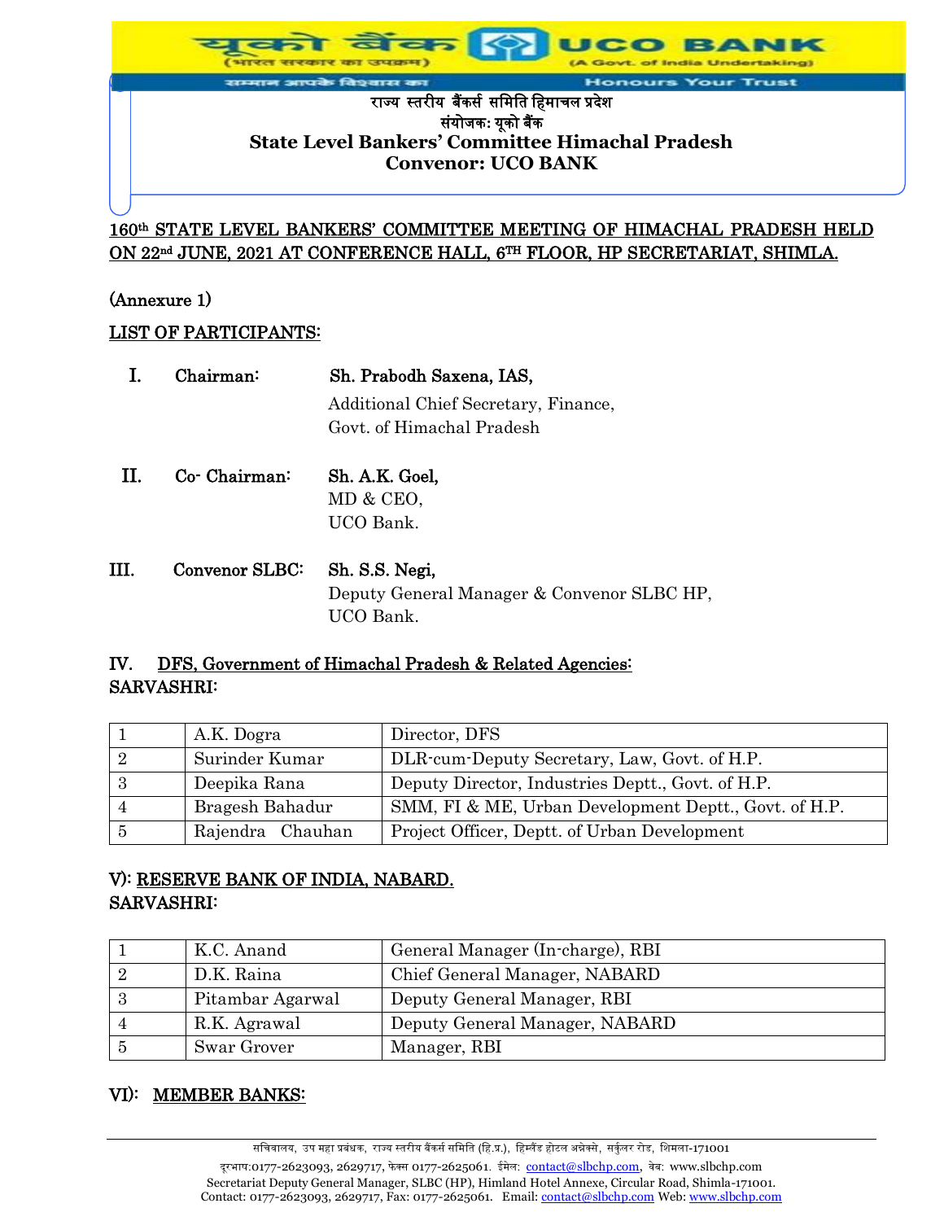राज्य स्तरीय बैंकर्स समिति हिमाचल प्रदेश

संयोजक: यूको बैंक

**State Level Bankers' Committee Himachal Pradesh**

**Convenor: UCO BANK**

## 160th STATE LEVEL BANKERS' COMMITTEE MEETING OF HIMACHAL PRADESH HELD ON 22nd JUNE, 2021 AT CONFERENCE HALL, 6TH FLOOR, HP SECRETARIAT, SHIMLA.

(Annexure 1)

### LIST OF PARTICIPANTS:

**I. Chairman:** **Sh. Prabodh Saxena, IAS,**
Additional Chief Secretary, Finance,
Govt. of Himachal Pradesh

**II. Co- Chairman:** **Sh. A.K. Goel,**
MD & CEO,
UCO Bank.

**III. Convenor SLBC:** **Sh. S.S. Negi,**
Deputy General Manager & Convenor SLBC HP,
UCO Bank.

### IV. DFS, Government of Himachal Pradesh & Related Agencies:
**SARVASHRI:**

| | | |
|---|---|---|
| 1 | A.K. Dogra | Director, DFS |
| 2 | Surinder Kumar | DLR-cum-Deputy Secretary, Law, Govt. of H.P. |
| 3 | Deepika Rana | Deputy Director, Industries Deptt., Govt. of H.P. |
| 4 | Bragesh Bahadur | SMM, FI & ME, Urban Development Deptt., Govt. of H.P. |
| 5 | Rajendra Chauhan | Project Officer, Deptt. of Urban Development |

### V): RESERVE BANK OF INDIA, NABARD.
**SARVASHRI:**

| | | |
|---|---|---|
| 1 | K.C. Anand | General Manager (In-charge), RBI |
| 2 | D.K. Raina | Chief General Manager, NABARD |
| 3 | Pitambar Agarwal | Deputy General Manager, RBI |
| 4 | R.K. Agrawal | Deputy General Manager, NABARD |
| 5 | Swar Grover | Manager, RBI |

### VI): MEMBER BANKS: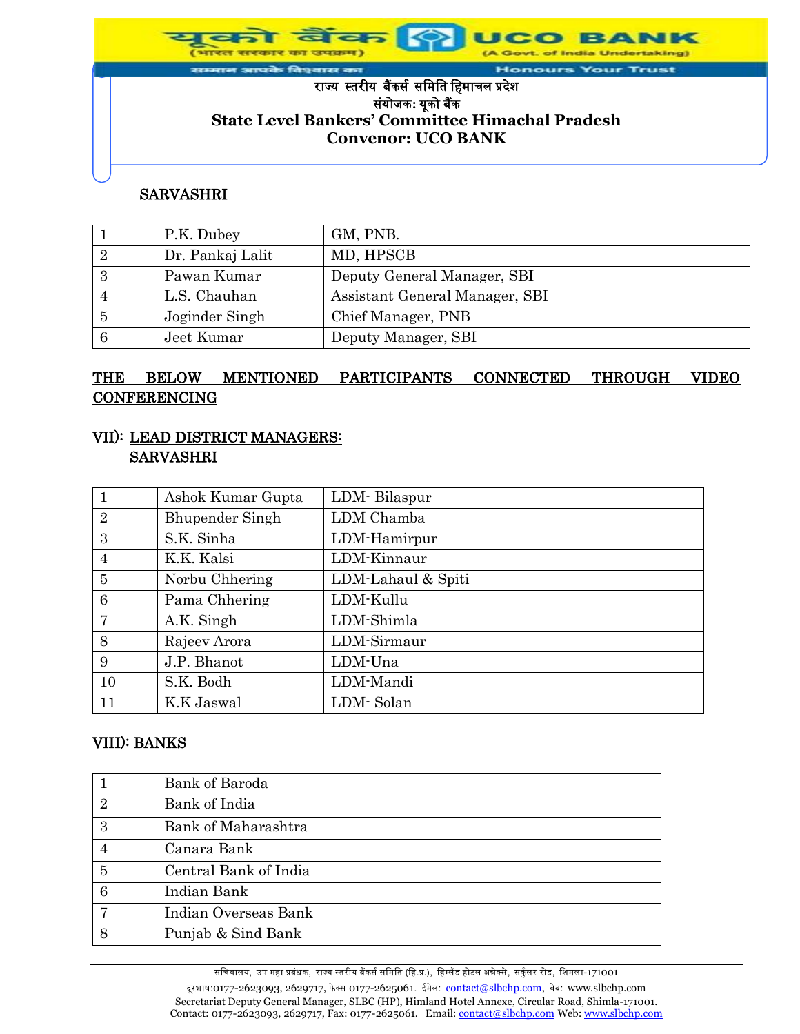राज्य स्तरीय बैंकर्स समिति हिमाचल प्रदेश
संयोजक: यूको बैंक

**State Level Bankers' Committee Himachal Pradesh**
**Convenor: UCO BANK**

**SARVASHRI**

| | | |
|---|---|---|
| 1 | P.K. Dubey | GM, PNB. |
| 2 | Dr. Pankaj Lalit | MD, HPSCB |
| 3 | Pawan Kumar | Deputy General Manager, SBI |
| 4 | L.S. Chauhan | Assistant General Manager, SBI |
| 5 | Joginder Singh | Chief Manager, PNB |
| 6 | Jeet Kumar | Deputy Manager, SBI |

**THE BELOW MENTIONED PARTICIPANTS CONNECTED THROUGH VIDEO CONFERENCING**

**VII): LEAD DISTRICT MANAGERS:**
**SARVASHRI**

| | | |
|---|---|---|
| 1 | Ashok Kumar Gupta | LDM- Bilaspur |
| 2 | Bhupender Singh | LDM Chamba |
| 3 | S.K. Sinha | LDM-Hamirpur |
| 4 | K.K. Kalsi | LDM-Kinnaur |
| 5 | Norbu Chhering | LDM-Lahaul & Spiti |
| 6 | Pama Chhering | LDM-Kullu |
| 7 | A.K. Singh | LDM-Shimla |
| 8 | Rajeev Arora | LDM-Sirmaur |
| 9 | J.P. Bhanot | LDM-Una |
| 10 | S.K. Bodh | LDM-Mandi |
| 11 | K.K Jaswal | LDM- Solan |

**VIII): BANKS**

| | |
|---|---|
| 1 | Bank of Baroda |
| 2 | Bank of India |
| 3 | Bank of Maharashtra |
| 4 | Canara Bank |
| 5 | Central Bank of India |
| 6 | Indian Bank |
| 7 | Indian Overseas Bank |
| 8 | Punjab & Sind Bank |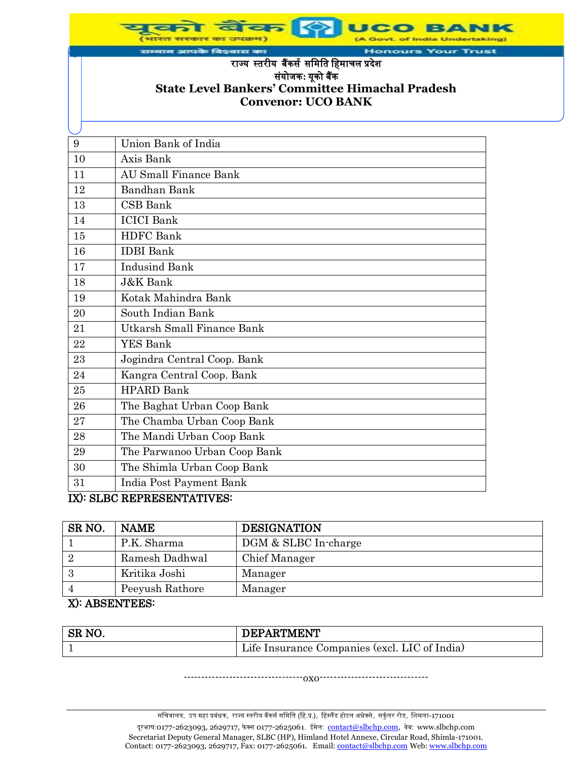| | |
|---|---|
| 9 | Union Bank of India |
| 10 | Axis Bank |
| 11 | AU Small Finance Bank |
| 12 | Bandhan Bank |
| 13 | CSB Bank |
| 14 | ICICI Bank |
| 15 | HDFC Bank |
| 16 | IDBI Bank |
| 17 | Indusind Bank |
| 18 | J&K Bank |
| 19 | Kotak Mahindra Bank |
| 20 | South Indian Bank |
| 21 | Utkarsh Small Finance Bank |
| 22 | YES Bank |
| 23 | Jogindra Central Coop. Bank |
| 24 | Kangra Central Coop. Bank |
| 25 | HPARD Bank |
| 26 | The Baghat Urban Coop Bank |
| 27 | The Chamba Urban Coop Bank |
| 28 | The Mandi Urban Coop Bank |
| 29 | The Parwanoo Urban Coop Bank |
| 30 | The Shimla Urban Coop Bank |
| 31 | India Post Payment Bank |

**IX): SLBC REPRESENTATIVES:**

| SR NO. | NAME | DESIGNATION |
|---|---|---|
| 1 | P.K. Sharma | DGM & SLBC In-charge |
| 2 | Ramesh Dadhwal | Chief Manager |
| 3 | Kritika Joshi | Manager |
| 4 | Peeyush Rathore | Manager |

**X): ABSENTEES:**

| SR NO. | DEPARTMENT |
|---|---|
| 1 | Life Insurance Companies (excl. LIC of India) |

----------------------------------oxo-------------------------------